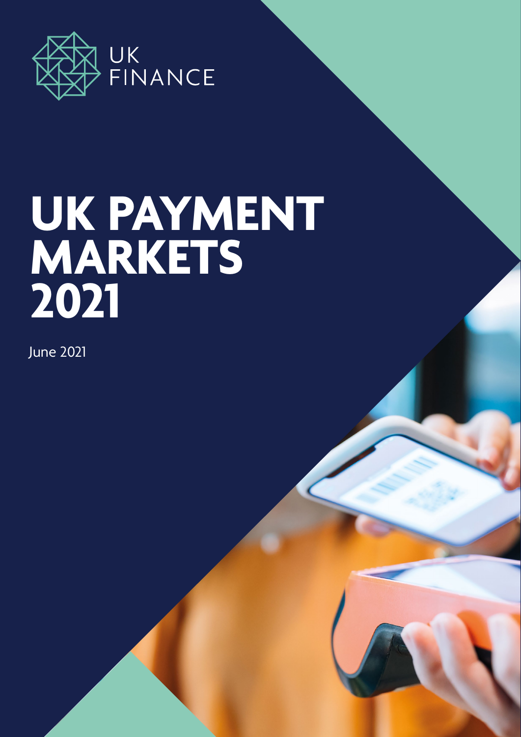UK FINANCE

# UK PAYMENT MARKETS 2021

June 2021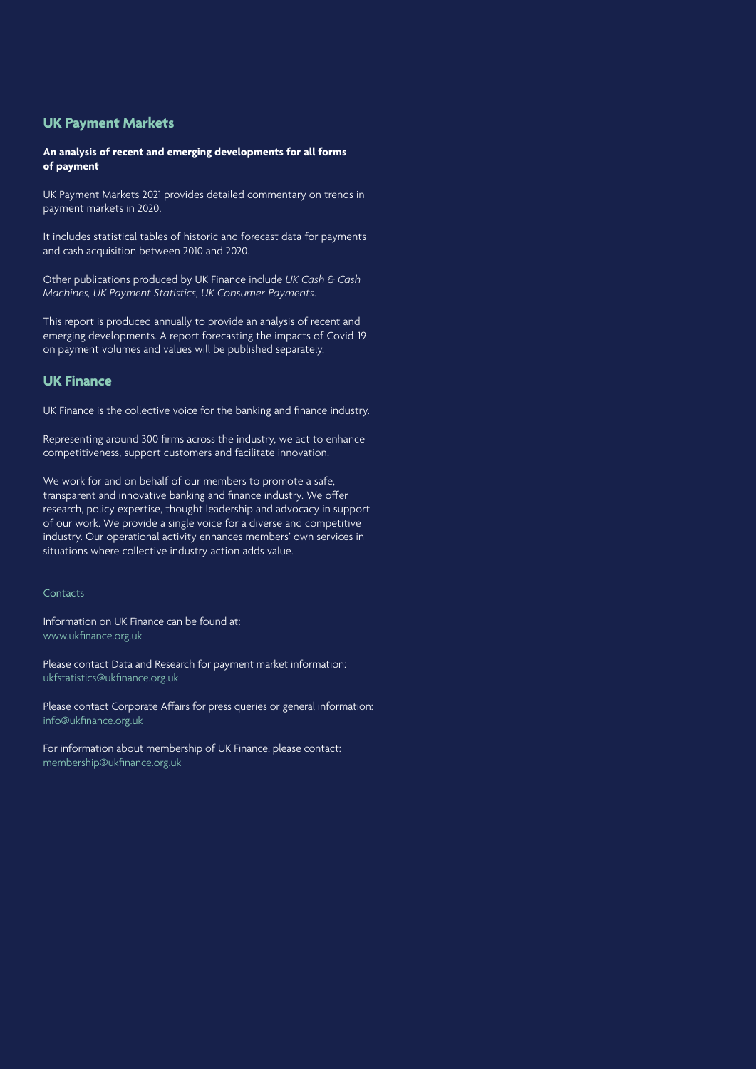## UK Payment Markets

**An analysis of recent and emerging developments for all forms of payment**

UK Payment Markets 2021 provides detailed commentary on trends in payment markets in 2020.

It includes statistical tables of historic and forecast data for payments and cash acquisition between 2010 and 2020.

Other publications produced by UK Finance include *UK Cash & Cash Machines, UK Payment Statistics, UK Consumer Payments*.

This report is produced annually to provide an analysis of recent and emerging developments. A report forecasting the impacts of Covid-19 on payment volumes and values will be published separately.

## UK Finance

UK Finance is the collective voice for the banking and finance industry.

Representing around 300 firms across the industry, we act to enhance competitiveness, support customers and facilitate innovation.

We work for and on behalf of our members to promote a safe, transparent and innovative banking and finance industry. We offer research, policy expertise, thought leadership and advocacy in support of our work. We provide a single voice for a diverse and competitive industry. Our operational activity enhances members' own services in situations where collective industry action adds value.

### Contacts

Information on UK Finance can be found at:
www.ukfinance.org.uk

Please contact Data and Research for payment market information:
ukfstatistics@ukfinance.org.uk

Please contact Corporate Affairs for press queries or general information:
info@ukfinance.org.uk

For information about membership of UK Finance, please contact:
membership@ukfinance.org.uk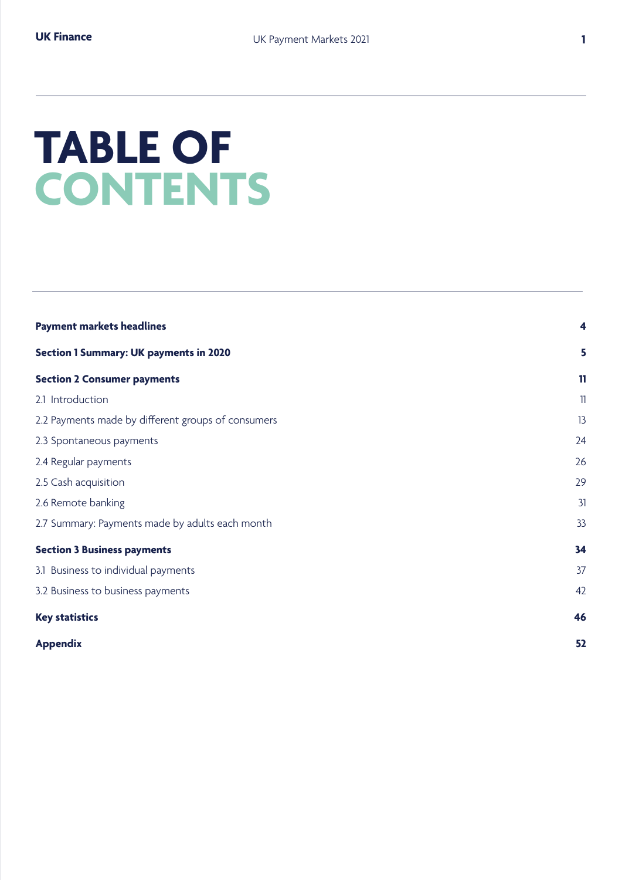# TABLE OF CONTENTS

| | |
|---|---|
| **Payment markets headlines** | **4** |
| **Section 1 Summary: UK payments in 2020** | **5** |
| **Section 2 Consumer payments** | **11** |
| 2.1 Introduction | 11 |
| 2.2 Payments made by different groups of consumers | 13 |
| 2.3 Spontaneous payments | 24 |
| 2.4 Regular payments | 26 |
| 2.5 Cash acquisition | 29 |
| 2.6 Remote banking | 31 |
| 2.7 Summary: Payments made by adults each month | 33 |
| **Section 3 Business payments** | **34** |
| 3.1 Business to individual payments | 37 |
| 3.2 Business to business payments | 42 |
| **Key statistics** | **46** |
| **Appendix** | **52** |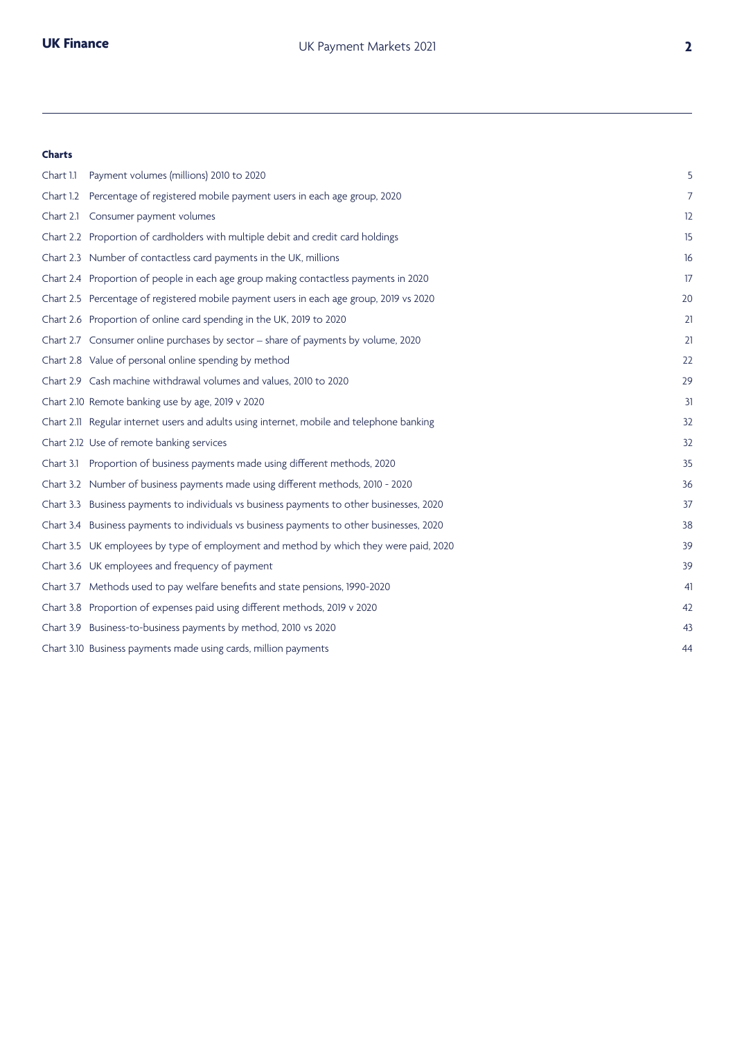**Charts**

| | | |
|---|---|---|
| Chart 1.1 | Payment volumes (millions) 2010 to 2020 | 5 |
| Chart 1.2 | Percentage of registered mobile payment users in each age group, 2020 | 7 |
| Chart 2.1 | Consumer payment volumes | 12 |
| Chart 2.2 | Proportion of cardholders with multiple debit and credit card holdings | 15 |
| Chart 2.3 | Number of contactless card payments in the UK, millions | 16 |
| Chart 2.4 | Proportion of people in each age group making contactless payments in 2020 | 17 |
| Chart 2.5 | Percentage of registered mobile payment users in each age group, 2019 vs 2020 | 20 |
| Chart 2.6 | Proportion of online card spending in the UK, 2019 to 2020 | 21 |
| Chart 2.7 | Consumer online purchases by sector – share of payments by volume, 2020 | 21 |
| Chart 2.8 | Value of personal online spending by method | 22 |
| Chart 2.9 | Cash machine withdrawal volumes and values, 2010 to 2020 | 29 |
| Chart 2.10 | Remote banking use by age, 2019 v 2020 | 31 |
| Chart 2.11 | Regular internet users and adults using internet, mobile and telephone banking | 32 |
| Chart 2.12 | Use of remote banking services | 32 |
| Chart 3.1 | Proportion of business payments made using different methods, 2020 | 35 |
| Chart 3.2 | Number of business payments made using different methods, 2010 - 2020 | 36 |
| Chart 3.3 | Business payments to individuals vs business payments to other businesses, 2020 | 37 |
| Chart 3.4 | Business payments to individuals vs business payments to other businesses, 2020 | 38 |
| Chart 3.5 | UK employees by type of employment and method by which they were paid, 2020 | 39 |
| Chart 3.6 | UK employees and frequency of payment | 39 |
| Chart 3.7 | Methods used to pay welfare benefits and state pensions, 1990-2020 | 41 |
| Chart 3.8 | Proportion of expenses paid using different methods, 2019 v 2020 | 42 |
| Chart 3.9 | Business-to-business payments by method, 2010 vs 2020 | 43 |
| Chart 3.10 | Business payments made using cards, million payments | 44 |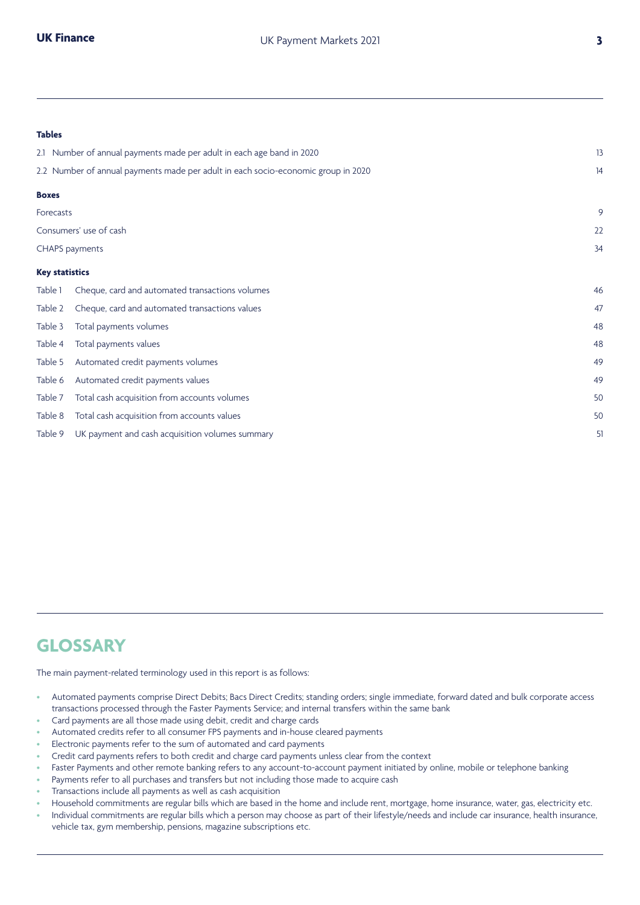**Tables**

| | |
|---|---|
| 2.1 Number of annual payments made per adult in each age band in 2020 | 13 |
| 2.2 Number of annual payments made per adult in each socio-economic group in 2020 | 14 |

**Boxes**

| | |
|---|---|
| Forecasts | 9 |
| Consumers' use of cash | 22 |
| CHAPS payments | 34 |

**Key statistics**

| | | |
|---|---|---|
| Table 1 | Cheque, card and automated transactions volumes | 46 |
| Table 2 | Cheque, card and automated transactions values | 47 |
| Table 3 | Total payments volumes | 48 |
| Table 4 | Total payments values | 48 |
| Table 5 | Automated credit payments volumes | 49 |
| Table 6 | Automated credit payments values | 49 |
| Table 7 | Total cash acquisition from accounts volumes | 50 |
| Table 8 | Total cash acquisition from accounts values | 50 |
| Table 9 | UK payment and cash acquisition volumes summary | 51 |

## GLOSSARY

The main payment-related terminology used in this report is as follows:

- Automated payments comprise Direct Debits; Bacs Direct Credits; standing orders; single immediate, forward dated and bulk corporate access transactions processed through the Faster Payments Service; and internal transfers within the same bank
- Card payments are all those made using debit, credit and charge cards
- Automated credits refer to all consumer FPS payments and in-house cleared payments
- Electronic payments refer to the sum of automated and card payments
- Credit card payments refers to both credit and charge card payments unless clear from the context
- Faster Payments and other remote banking refers to any account-to-account payment initiated by online, mobile or telephone banking
- Payments refer to all purchases and transfers but not including those made to acquire cash
- Transactions include all payments as well as cash acquisition
- Household commitments are regular bills which are based in the home and include rent, mortgage, home insurance, water, gas, electricity etc.
- Individual commitments are regular bills which a person may choose as part of their lifestyle/needs and include car insurance, health insurance, vehicle tax, gym membership, pensions, magazine subscriptions etc.